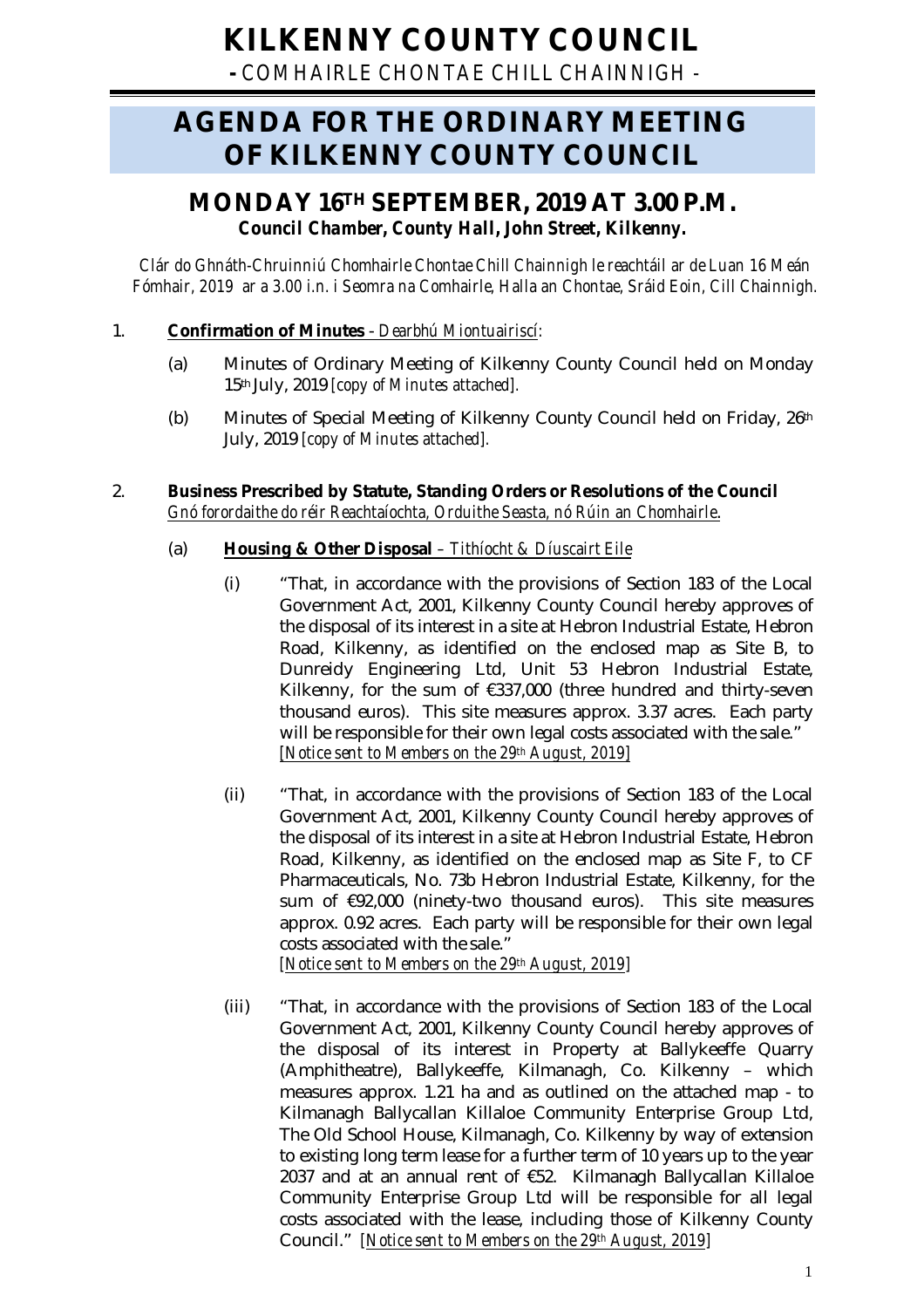# KILKENNY COUNTY COUNCIL

**-** COMHAIRLE CHONTAE CHILL CHAINNIGH -

# AGENDA FOR THE ORDINARY MEETING OF KILKENNY COUNTY COUNCIL

## MONDAY 16TH SEPTEMBER, 2019 AT 3.00 P.M.

***Council Chamber, County Hall, John Street, Kilkenny.***

*Clár do Ghnáth-Chruinniú Chomhairle Chontae Chill Chainnigh le reachtáil ar de Luan 16 Meán Fómhair, 2019 ar a 3.00 i.n. i Seomra na Comhairle, Halla an Chontae, Sráid Eoin, Cill Chainnigh.*

1. **Confirmation of Minutes** *- Dearbhú Miontuairiscí:*

   (a) Minutes of Ordinary Meeting of Kilkenny County Council held on Monday 15th July, 2019 *[copy of Minutes attached].*

   (b) Minutes of Special Meeting of Kilkenny County Council held on Friday, 26th July, 2019 *[copy of Minutes attached].*

2. **Business Prescribed by Statute, Standing Orders or Resolutions of the Council** *Gnó forordaithe do réir Reachtaíochta, Orduithe Seasta, nó Rúin an Chomhairle.*

   (a) **Housing & Other Disposal** *– Tithíocht & Díuscairt Eile*

   (i) "That, in accordance with the provisions of Section 183 of the Local Government Act, 2001, Kilkenny County Council hereby approves of the disposal of its interest in a site at Hebron Industrial Estate, Hebron Road, Kilkenny, as identified on the enclosed map as Site B, to Dunreidy Engineering Ltd, Unit 53 Hebron Industrial Estate, Kilkenny, for the sum of €337,000 (three hundred and thirty-seven thousand euros). This site measures approx. 3.37 acres. Each party will be responsible for their own legal costs associated with the sale." *[Notice sent to Members on the 29th August, 2019]*

   (ii) "That, in accordance with the provisions of Section 183 of the Local Government Act, 2001, Kilkenny County Council hereby approves of the disposal of its interest in a site at Hebron Industrial Estate, Hebron Road, Kilkenny, as identified on the enclosed map as Site F, to CF Pharmaceuticals, No. 73b Hebron Industrial Estate, Kilkenny, for the sum of €92,000 (ninety-two thousand euros). This site measures approx. 0.92 acres. Each party will be responsible for their own legal costs associated with the sale." *[Notice sent to Members on the 29th August, 2019]*

   (iii) "That, in accordance with the provisions of Section 183 of the Local Government Act, 2001, Kilkenny County Council hereby approves of the disposal of its interest in Property at Ballykeeffe Quarry (Amphitheatre), Ballykeeffe, Kilmanagh, Co. Kilkenny – which measures approx. 1.21 ha and as outlined on the attached map - to Kilmanagh Ballycallan Killaloe Community Enterprise Group Ltd, The Old School House, Kilmanagh, Co. Kilkenny by way of extension to existing long term lease for a further term of 10 years up to the year 2037 and at an annual rent of €52. Kilmanagh Ballycallan Killaloe Community Enterprise Group Ltd will be responsible for all legal costs associated with the lease, including those of Kilkenny County Council." *[Notice sent to Members on the 29th August, 2019]*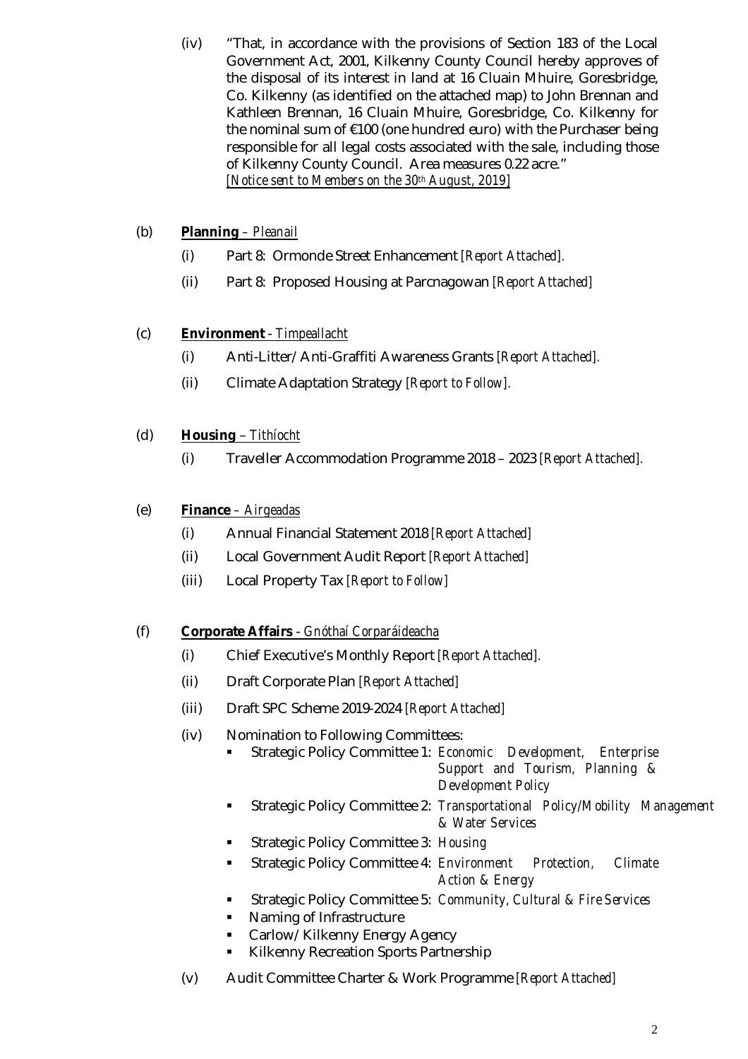(iv) "That, in accordance with the provisions of Section 183 of the Local Government Act, 2001, Kilkenny County Council hereby approves of the disposal of its interest in land at 16 Cluain Mhuire, Goresbridge, Co. Kilkenny (as identified on the attached map) to John Brennan and Kathleen Brennan, 16 Cluain Mhuire, Goresbridge, Co. Kilkenny for the nominal sum of €100 (one hundred euro) with the Purchaser being responsible for all legal costs associated with the sale, including those of Kilkenny County Council. Area measures 0.22 acre."
*[Notice sent to Members on the 30th August, 2019]*

(b) **Planning** – *Pleanail*

- (i) Part 8: Ormonde Street Enhancement *[Report Attached].*
- (ii) Part 8: Proposed Housing at Parcnagowan *[Report Attached]*

(c) **Environment** - *Timpeallacht*

- (i) Anti-Litter/Anti-Graffiti Awareness Grants *[Report Attached].*
- (ii) Climate Adaptation Strategy *[Report to Follow].*

(d) **Housing** – *Tithíocht*

- (i) Traveller Accommodation Programme 2018 – 2023 *[Report Attached].*

(e) **Finance** – *Airgeadas*

- (i) Annual Financial Statement 2018 *[Report Attached]*
- (ii) Local Government Audit Report *[Report Attached]*
- (iii) Local Property Tax *[Report to Follow]*

(f) **Corporate Affairs** - *Gnóthaí Corparáideacha*

- (i) Chief Executive's Monthly Report *[Report Attached].*
- (ii) Draft Corporate Plan *[Report Attached]*
- (iii) Draft SPC Scheme 2019-2024 *[Report Attached]*
- (iv) Nomination to Following Committees:
  - Strategic Policy Committee 1: *Economic Development, Enterprise Support and Tourism, Planning & Development Policy*
  - Strategic Policy Committee 2: *Transportational Policy/Mobility Management & Water Services*
  - Strategic Policy Committee 3: *Housing*
  - Strategic Policy Committee 4: *Environment Protection, Climate Action & Energy*
  - Strategic Policy Committee 5: *Community, Cultural & Fire Services*
  - Naming of Infrastructure
  - Carlow/Kilkenny Energy Agency
  - Kilkenny Recreation Sports Partnership
- (v) Audit Committee Charter & Work Programme *[Report Attached]*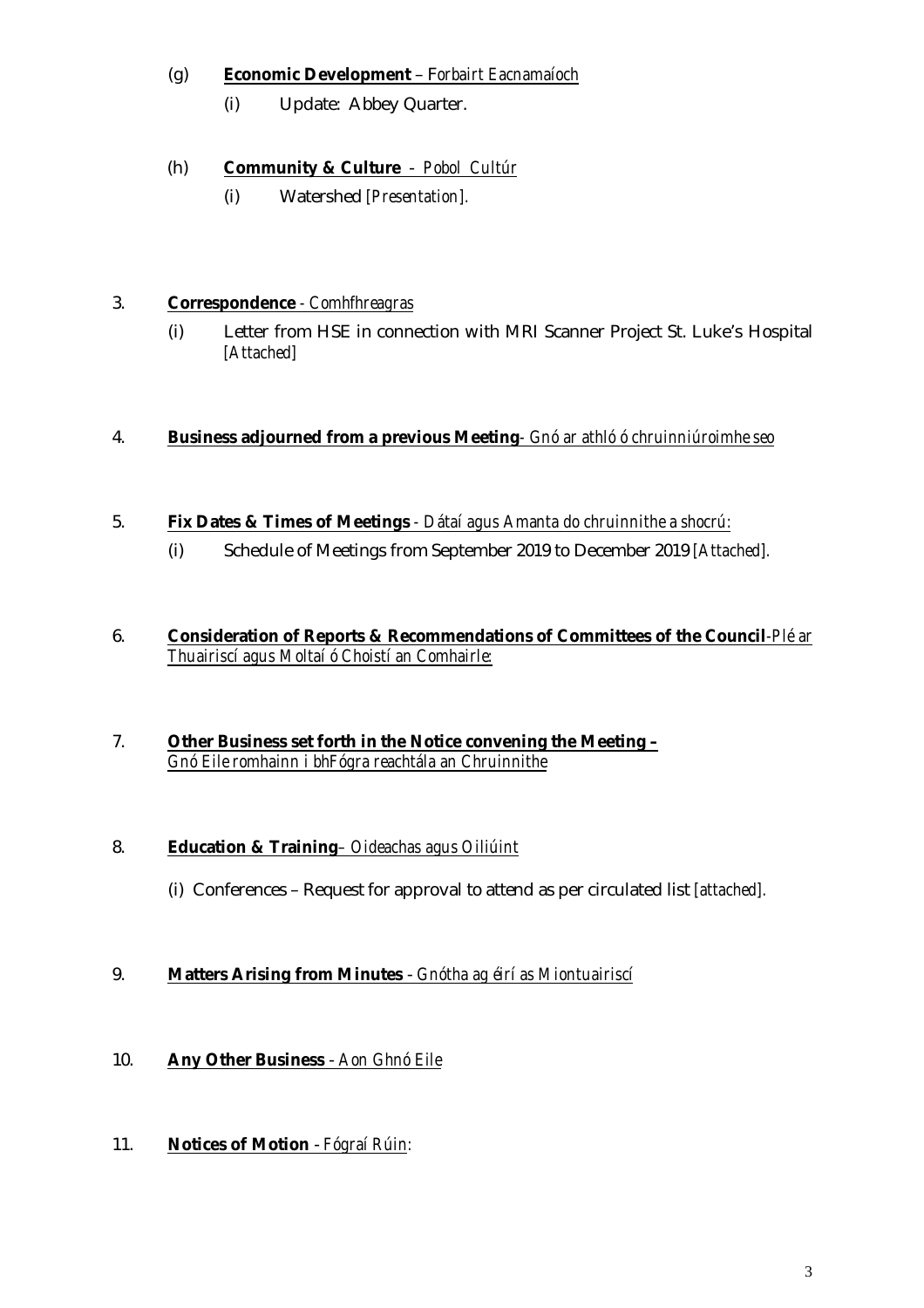(g) **Economic Development** – *Forbairt Eacnamaíoch*

  (i) Update: Abbey Quarter.

(h) **Community & Culture** – *Pobol Cultúr*

  (i) Watershed *[Presentation]*.

3. **Correspondence** - *Comhfhreagras*

  (i) Letter from HSE in connection with MRI Scanner Project St. Luke's Hospital *[Attached]*

4. **Business adjourned from a previous Meeting**- *Gnó ar athló ó chruinniúroimhe seo*

5. **Fix Dates & Times of Meetings** - *Dátaí agus Amanta do chruinnithe a shocrú:*

  (i) Schedule of Meetings from September 2019 to December 2019 *[Attached]*.

6. **Consideration of Reports & Recommendations of Committees of the Council**-*Plé ar Thuairiscí agus Moltaí ó Choistí an Comhairle:*

7. **Other Business set forth in the Notice convening the Meeting –** *Gnó Eile romhainn i bhFógra reachtála an Chruinnithe*

8. **Education & Training**– *Oideachas agus Oiliúint*

  (i) Conferences – Request for approval to attend as per circulated list *[attached]*.

9. **Matters Arising from Minutes** - *Gnótha ag éirí as Miontuairiscí*

10. **Any Other Business** - *Aon Ghnó Eile*

11. **Notices of Motion** - *Fógraí Rúin*: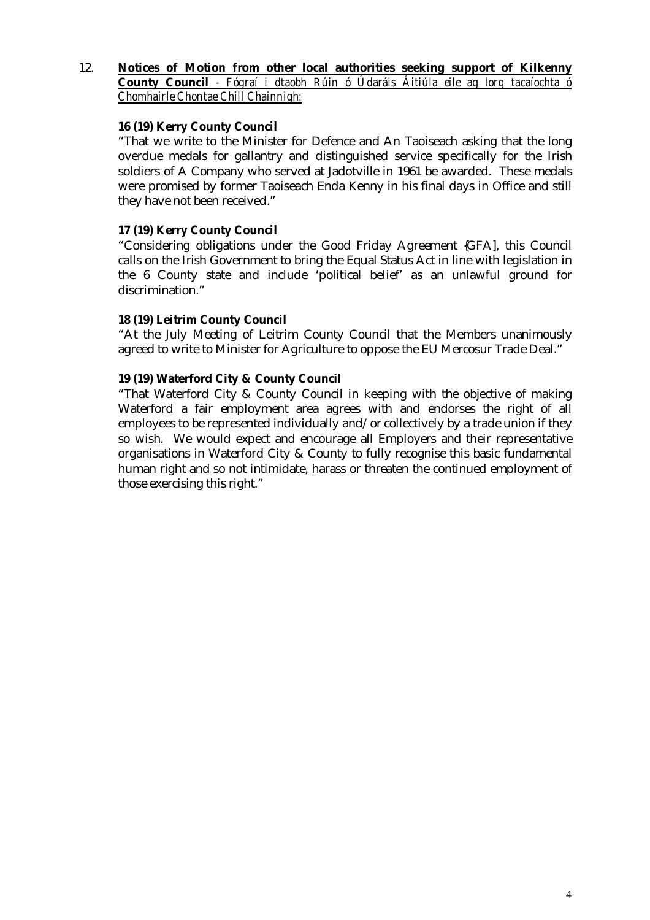12. **<u>Notices of Motion from other local authorities seeking support of Kilkenny County Council</u>** - <u>*Fógraí i dtaobh Rúin ó Údaráis Áitiúla eile ag lorg tacaíochta ó Chomhairle Chontae Chill Chainnigh:*</u>

**16 (19) Kerry County Council**

"That we write to the Minister for Defence and An Taoiseach asking that the long overdue medals for gallantry and distinguished service specifically for the Irish soldiers of A Company who served at Jadotville in 1961 be awarded. These medals were promised by former Taoiseach Enda Kenny in his final days in Office and still they have not been received."

**17 (19) Kerry County Council**

"Considering obligations under the Good Friday Agreement {GFA], this Council calls on the Irish Government to bring the Equal Status Act in line with legislation in the 6 County state and include 'political belief' as an unlawful ground for discrimination."

**18 (19) Leitrim County Council**

"At the July Meeting of Leitrim County Council that the Members unanimously agreed to write to Minister for Agriculture to oppose the EU Mercosur Trade Deal."

**19 (19) Waterford City & County Council**

"That Waterford City & County Council in keeping with the objective of making Waterford a fair employment area agrees with and endorses the right of all employees to be represented individually and/or collectively by a trade union if they so wish. We would expect and encourage all Employers and their representative organisations in Waterford City & County to fully recognise this basic fundamental human right and so not intimidate, harass or threaten the continued employment of those exercising this right."